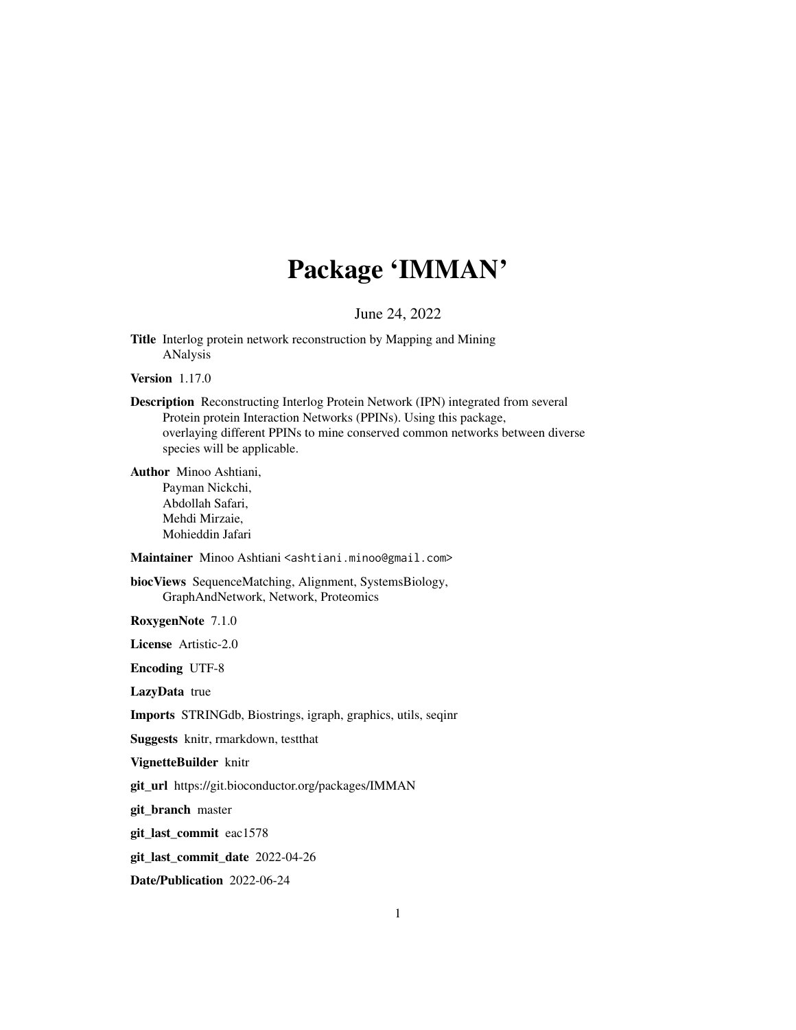# Package 'IMMAN'

June 24, 2022

**Title** Interlog protein network reconstruction by Mapping and Mining ANalysis

**Version** 1.17.0

**Description** Reconstructing Interlog Protein Network (IPN) integrated from several Protein protein Interaction Networks (PPINs). Using this package, overlaying different PPINs to mine conserved common networks between diverse species will be applicable.

**Author** Minoo Ashtiani,
Payman Nickchi,
Abdollah Safari,
Mehdi Mirzaie,
Mohieddin Jafari

**Maintainer** Minoo Ashtiani <ashtiani.minoo@gmail.com>

**biocViews** SequenceMatching, Alignment, SystemsBiology, GraphAndNetwork, Network, Proteomics

**RoxygenNote** 7.1.0

**License** Artistic-2.0

**Encoding** UTF-8

**LazyData** true

**Imports** STRINGdb, Biostrings, igraph, graphics, utils, seqinr

**Suggests** knitr, rmarkdown, testthat

**VignetteBuilder** knitr

**git_url** https://git.bioconductor.org/packages/IMMAN

**git_branch** master

**git_last_commit** eac1578

**git_last_commit_date** 2022-04-26

**Date/Publication** 2022-06-24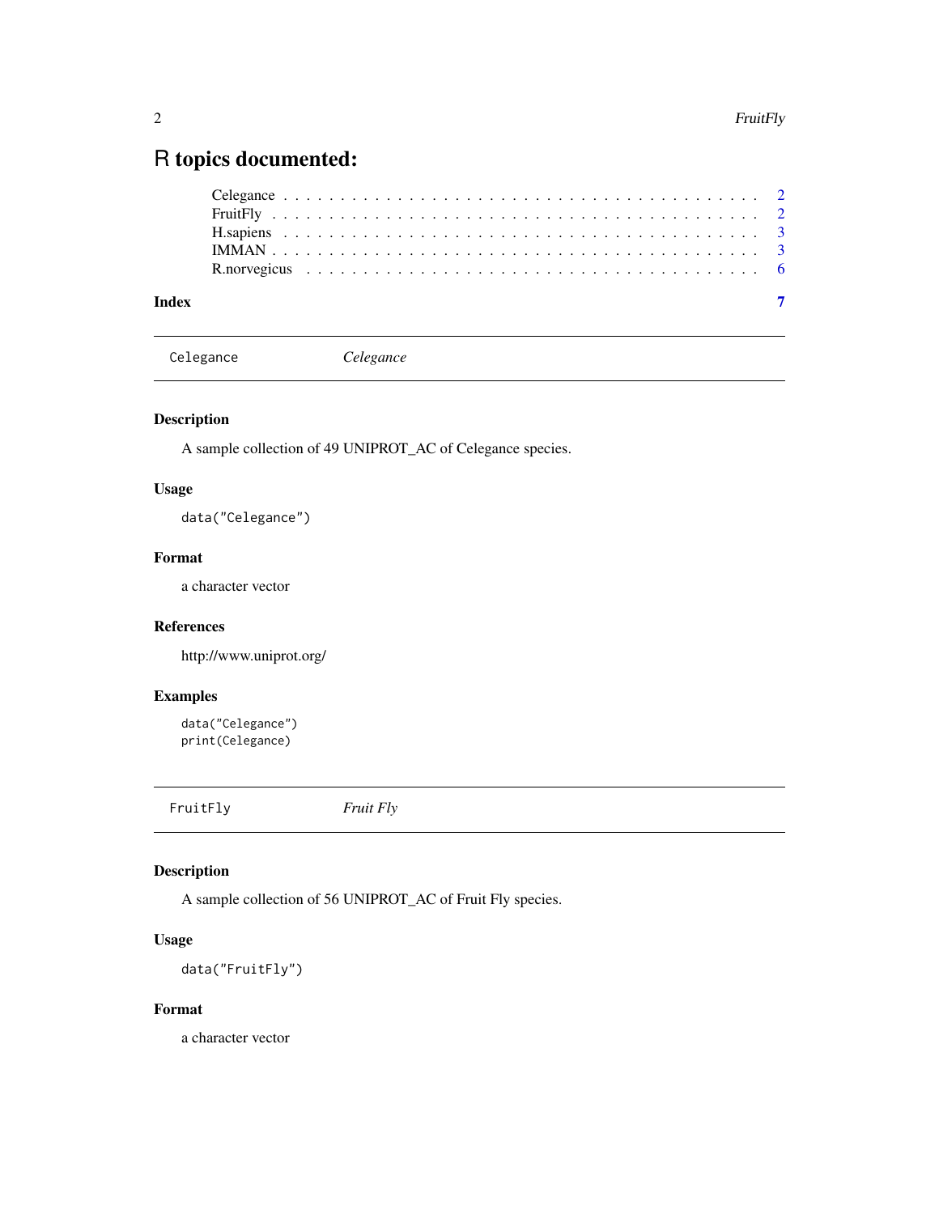# R topics documented:

Celegance . . . . . . . . . . . . . . . . . . . . . . . . . . . . . . . . . . . . . . . . 2
FruitFly . . . . . . . . . . . . . . . . . . . . . . . . . . . . . . . . . . . . . . . . . 2
H.sapiens . . . . . . . . . . . . . . . . . . . . . . . . . . . . . . . . . . . . . . . . 3
IMMAN . . . . . . . . . . . . . . . . . . . . . . . . . . . . . . . . . . . . . . . . . 3
R.norvegicus . . . . . . . . . . . . . . . . . . . . . . . . . . . . . . . . . . . . . . 6

**Index** **7**

---

## Celegance — *Celegance*

### Description

A sample collection of 49 UNIPROT_AC of Celegance species.

### Usage

```
data("Celegance")
```

### Format

a character vector

### References

http://www.uniprot.org/

### Examples

```
data("Celegance")
print(Celegance)
```

---

## FruitFly — *Fruit Fly*

### Description

A sample collection of 56 UNIPROT_AC of Fruit Fly species.

### Usage

```
data("FruitFly")
```

### Format

a character vector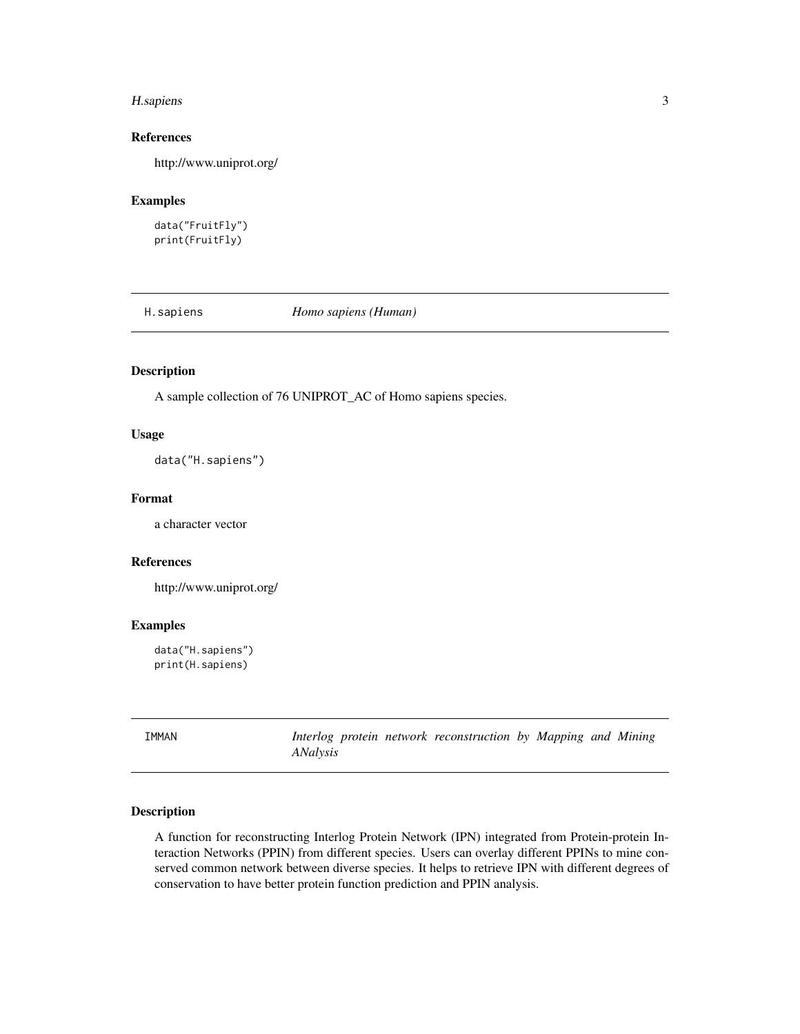## References

http://www.uniprot.org/

## Examples

```
data("FruitFly")
print(FruitFly)
```

---

## H.sapiens *Homo sapiens (Human)*

### Description

A sample collection of 76 UNIPROT_AC of Homo sapiens species.

### Usage

```
data("H.sapiens")
```

### Format

a character vector

### References

http://www.uniprot.org/

### Examples

```
data("H.sapiens")
print(H.sapiens)
```

---

## IMMAN *Interlog protein network reconstruction by Mapping and Mining ANalysis*

### Description

A function for reconstructing Interlog Protein Network (IPN) integrated from Protein-protein Interaction Networks (PPIN) from different species. Users can overlay different PPINs to mine conserved common network between diverse species. It helps to retrieve IPN with different degrees of conservation to have better protein function prediction and PPIN analysis.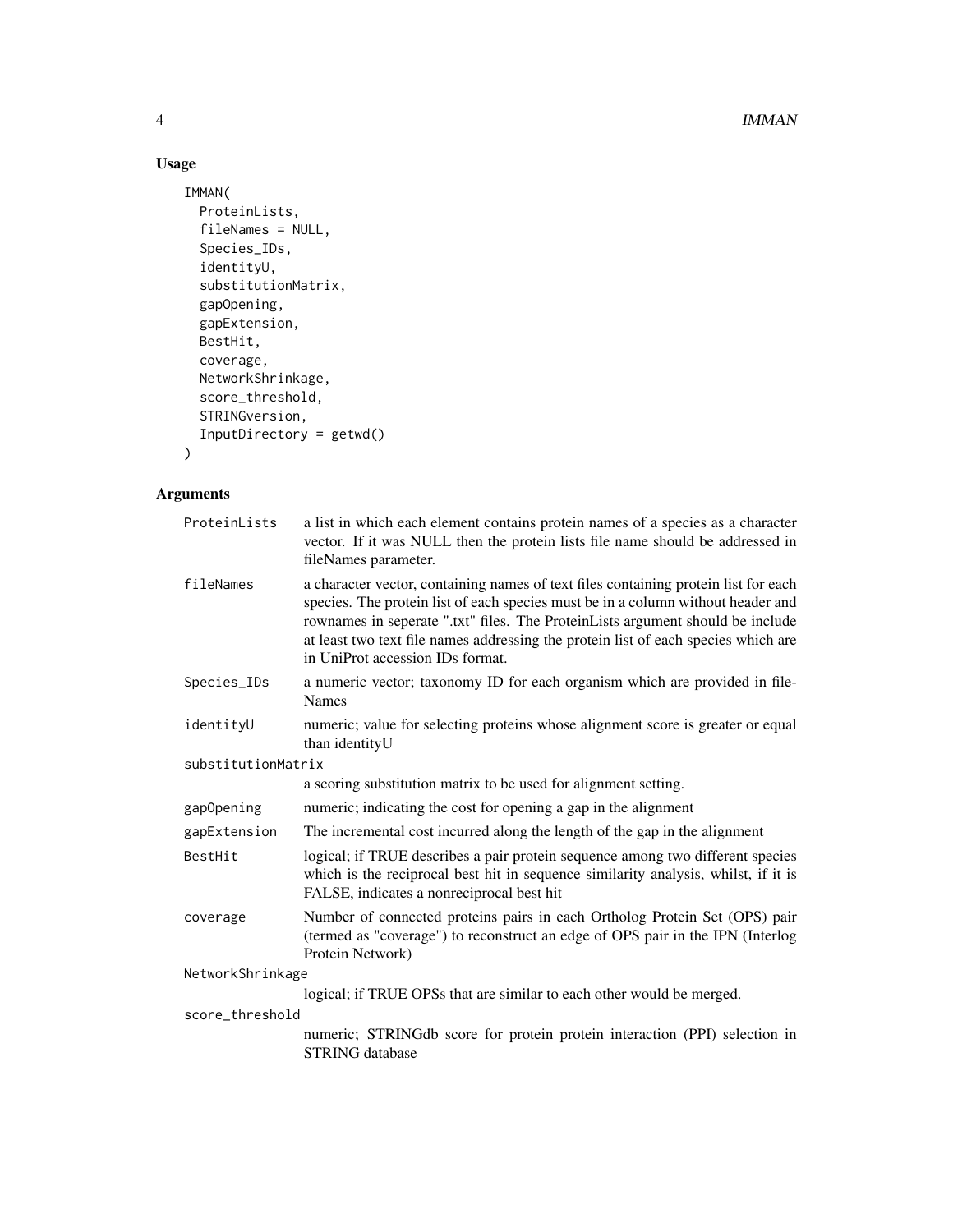## Usage

```
IMMAN(
  ProteinLists,
  fileNames = NULL,
  Species_IDs,
  identityU,
  substitutionMatrix,
  gapOpening,
  gapExtension,
  BestHit,
  coverage,
  NetworkShrinkage,
  score_threshold,
  STRINGversion,
  InputDirectory = getwd()
)
```

## Arguments

`ProteinLists` a list in which each element contains protein names of a species as a character vector. If it was NULL then the protein lists file name should be addressed in fileNames parameter.

`fileNames` a character vector, containing names of text files containing protein list for each species. The protein list of each species must be in a column without header and rownames in seperate ".txt" files. The ProteinLists argument should be include at least two text file names addressing the protein list of each species which are in UniProt accession IDs format.

`Species_IDs` a numeric vector; taxonomy ID for each organism which are provided in fileNames

`identityU` numeric; value for selecting proteins whose alignment score is greater or equal than identityU

`substitutionMatrix` a scoring substitution matrix to be used for alignment setting.

`gapOpening` numeric; indicating the cost for opening a gap in the alignment

`gapExtension` The incremental cost incurred along the length of the gap in the alignment

`BestHit` logical; if TRUE describes a pair protein sequence among two different species which is the reciprocal best hit in sequence similarity analysis, whilst, if it is FALSE, indicates a nonreciprocal best hit

`coverage` Number of connected proteins pairs in each Ortholog Protein Set (OPS) pair (termed as "coverage") to reconstruct an edge of OPS pair in the IPN (Interlog Protein Network)

`NetworkShrinkage` logical; if TRUE OPSs that are similar to each other would be merged.

`score_threshold` numeric; STRINGdb score for protein protein interaction (PPI) selection in STRING database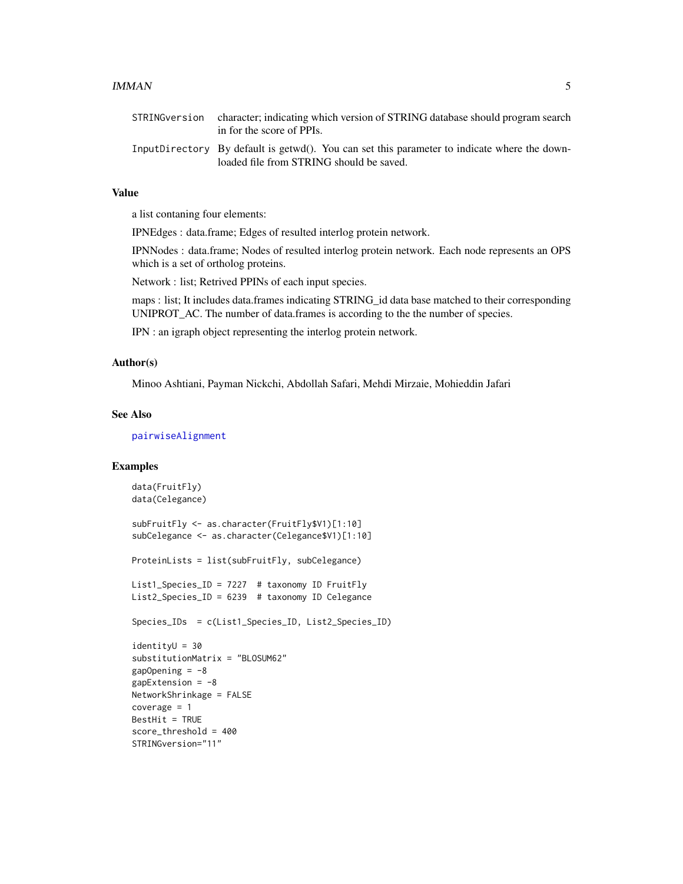| | |
|---|---|
| `STRINGversion` | character; indicating which version of STRING database should program search in for the score of PPIs. |
| `InputDirectory` | By default is getwd(). You can set this parameter to indicate where the downloaded file from STRING should be saved. |

## Value

a list contaning four elements:

IPNEdges : data.frame; Edges of resulted interlog protein network.

IPNNodes : data.frame; Nodes of resulted interlog protein network. Each node represents an OPS which is a set of ortholog proteins.

Network : list; Retrived PPINs of each input species.

maps : list; It includes data.frames indicating STRING_id data base matched to their corresponding UNIPROT_AC. The number of data.frames is according to the the number of species.

IPN : an igraph object representing the interlog protein network.

## Author(s)

Minoo Ashtiani, Payman Nickchi, Abdollah Safari, Mehdi Mirzaie, Mohieddin Jafari

## See Also

pairwiseAlignment

## Examples

```
data(FruitFly)
data(Celegance)

subFruitFly <- as.character(FruitFly$V1)[1:10]
subCelegance <- as.character(Celegance$V1)[1:10]

ProteinLists = list(subFruitFly, subCelegance)

List1_Species_ID = 7227  # taxonomy ID FruitFly
List2_Species_ID = 6239  # taxonomy ID Celegance

Species_IDs  = c(List1_Species_ID, List2_Species_ID)

identityU = 30
substitutionMatrix = "BLOSUM62"
gapOpening = -8
gapExtension = -8
NetworkShrinkage = FALSE
coverage = 1
BestHit = TRUE
score_threshold = 400
STRINGversion="11"
```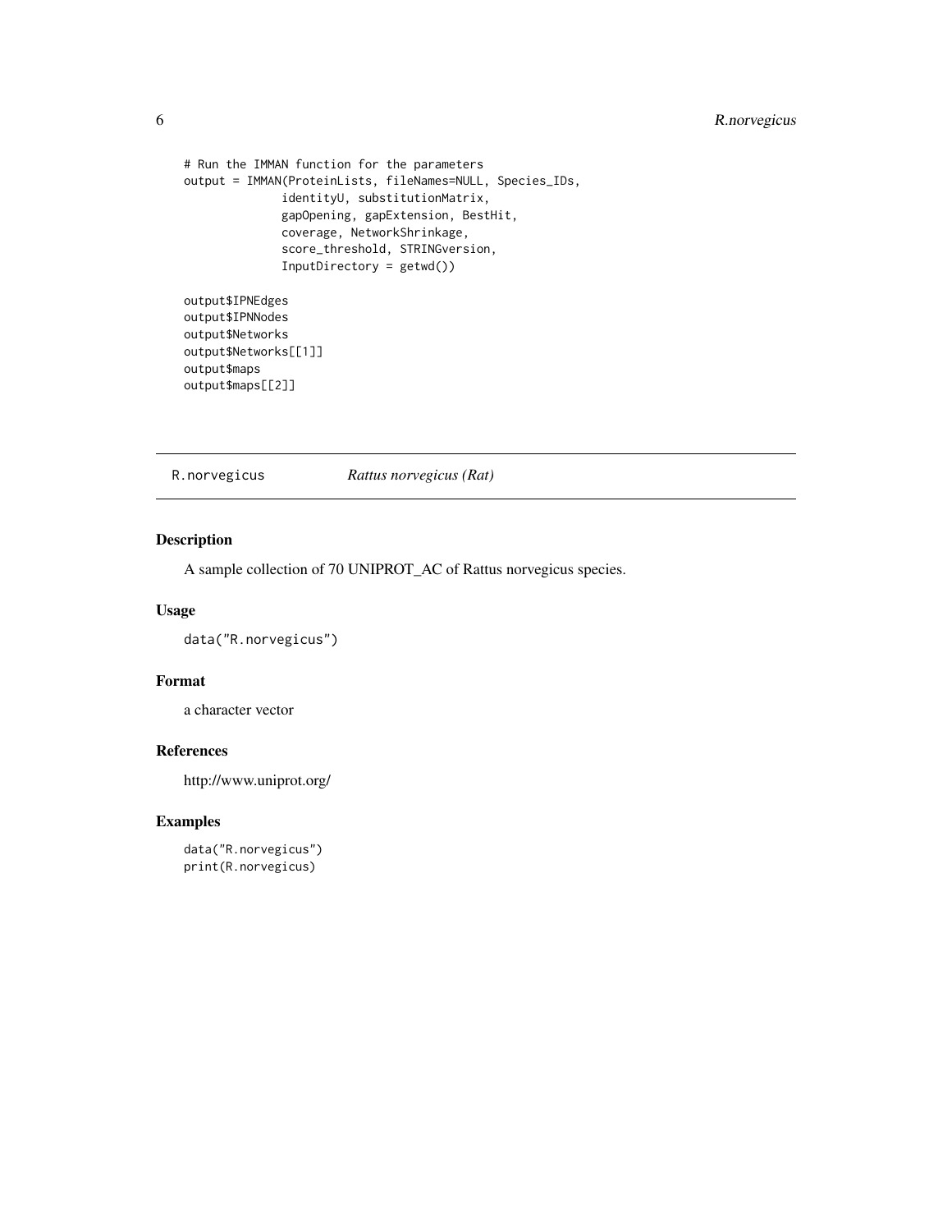```
# Run the IMMAN function for the parameters
output = IMMAN(ProteinLists, fileNames=NULL, Species_IDs,
              identityU, substitutionMatrix,
              gapOpening, gapExtension, BestHit,
              coverage, NetworkShrinkage,
              score_threshold, STRINGversion,
              InputDirectory = getwd())

output$IPNEdges
output$IPNNodes
output$Networks
output$Networks[[1]]
output$maps
output$maps[[2]]
```

## R.norvegicus — *Rattus norvegicus (Rat)*

### Description

A sample collection of 70 UNIPROT_AC of Rattus norvegicus species.

### Usage

```
data("R.norvegicus")
```

### Format

a character vector

### References

http://www.uniprot.org/

### Examples

```
data("R.norvegicus")
print(R.norvegicus)
```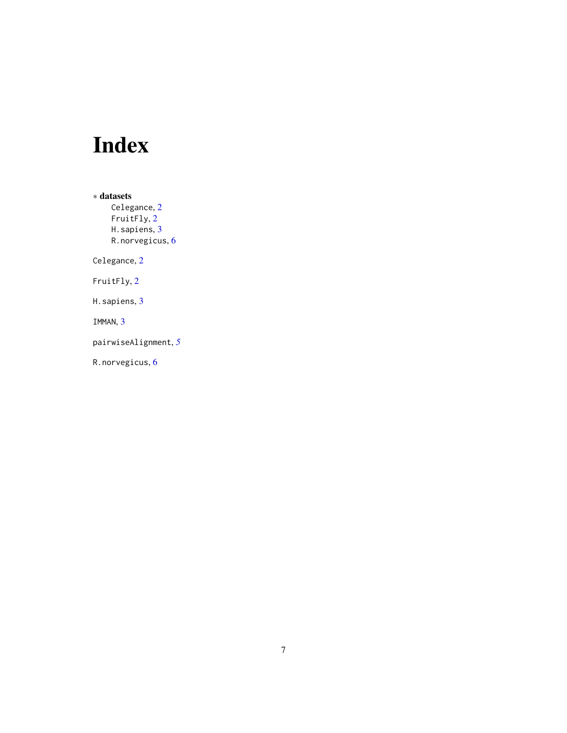# Index

* **datasets**
    - Celegance, 2
    - FruitFly, 2
    - H.sapiens, 3
    - R.norvegicus, 6

Celegance, 2

FruitFly, 2

H.sapiens, 3

IMMAN, 3

pairwiseAlignment, *5*

R.norvegicus, 6